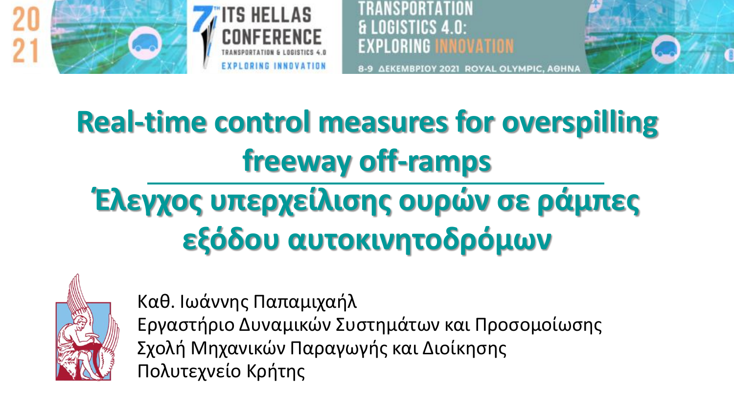# Real-time control measures for overspilling freeway off-ramps

# Έλεγχος υπερχείλισης ουρών σε ράμπες εξόδου αυτοκινητοδρόμων

Καθ. Ιωάννης Παπαμιχαήλ
Εργαστήριο Δυναμικών Συστημάτων και Προσομοίωσης
Σχολή Μηχανικών Παραγωγής και Διοίκησης
Πολυτεχνείο Κρήτης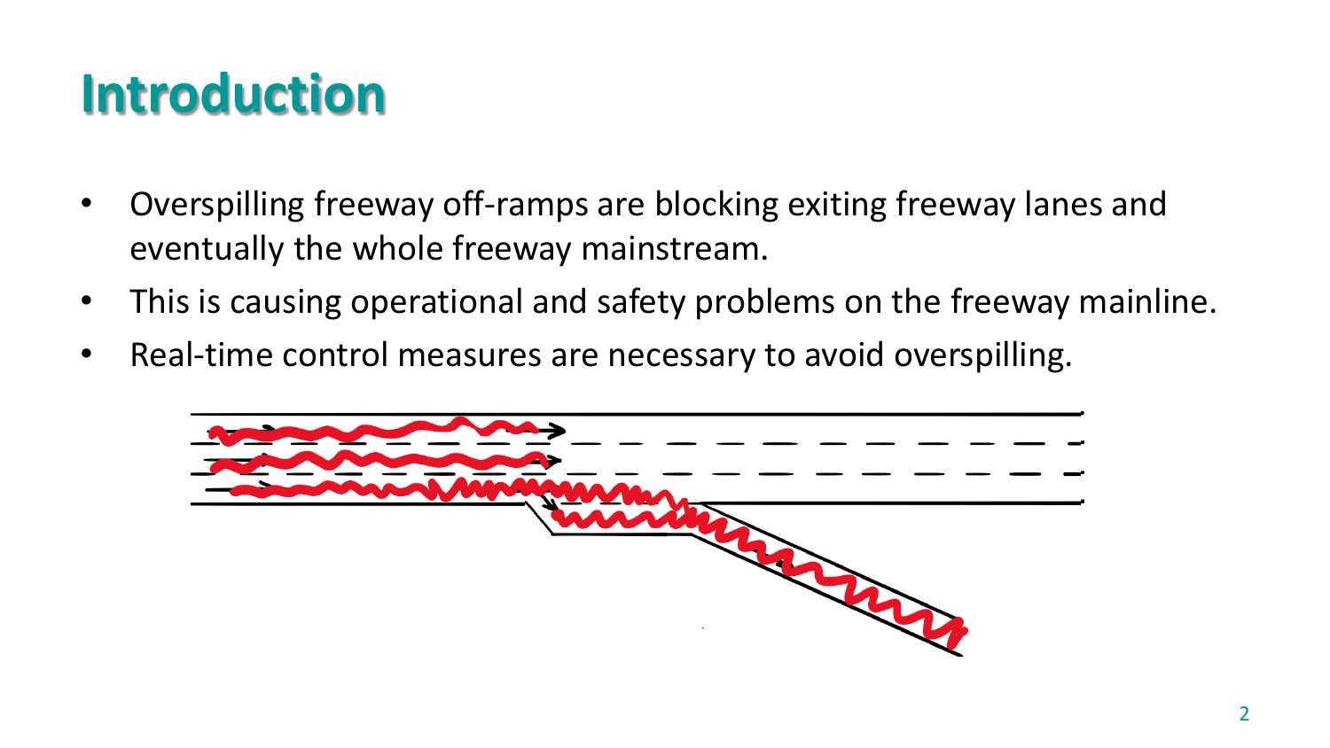# Introduction

- Overspilling freeway off-ramps are blocking exiting freeway lanes and eventually the whole freeway mainstream.
- This is causing operational and safety problems on the freeway mainline.
- Real-time control measures are necessary to avoid overspilling.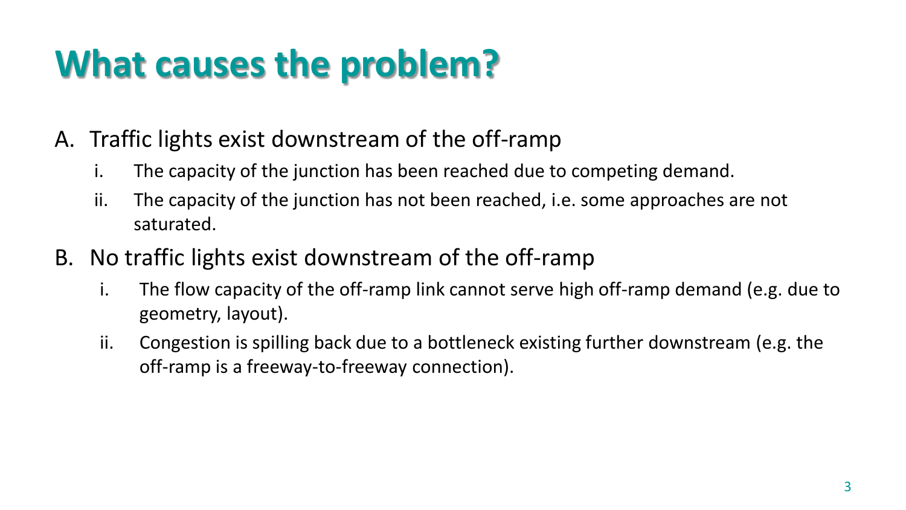# What causes the problem?

A. Traffic lights exist downstream of the off-ramp
   i. The capacity of the junction has been reached due to competing demand.
   ii. The capacity of the junction has not been reached, i.e. some approaches are not saturated.

B. No traffic lights exist downstream of the off-ramp
   i. The flow capacity of the off-ramp link cannot serve high off-ramp demand (e.g. due to geometry, layout).
   ii. Congestion is spilling back due to a bottleneck existing further downstream (e.g. the off-ramp is a freeway-to-freeway connection).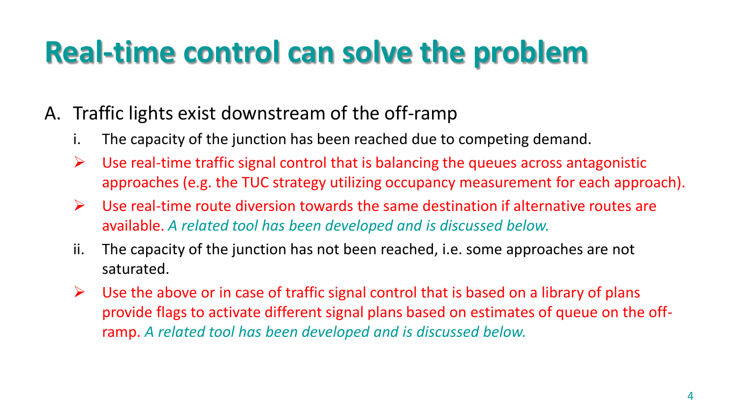# Real-time control can solve the problem

A. Traffic lights exist downstream of the off-ramp

   i. The capacity of the junction has been reached due to competing demand.

   - Use real-time traffic signal control that is balancing the queues across antagonistic approaches (e.g. the TUC strategy utilizing occupancy measurement for each approach).
   - Use real-time route diversion towards the same destination if alternative routes are available. *A related tool has been developed and is discussed below.*

   ii. The capacity of the junction has not been reached, i.e. some approaches are not saturated.

   - Use the above or in case of traffic signal control that is based on a library of plans provide flags to activate different signal plans based on estimates of queue on the off-ramp. *A related tool has been developed and is discussed below.*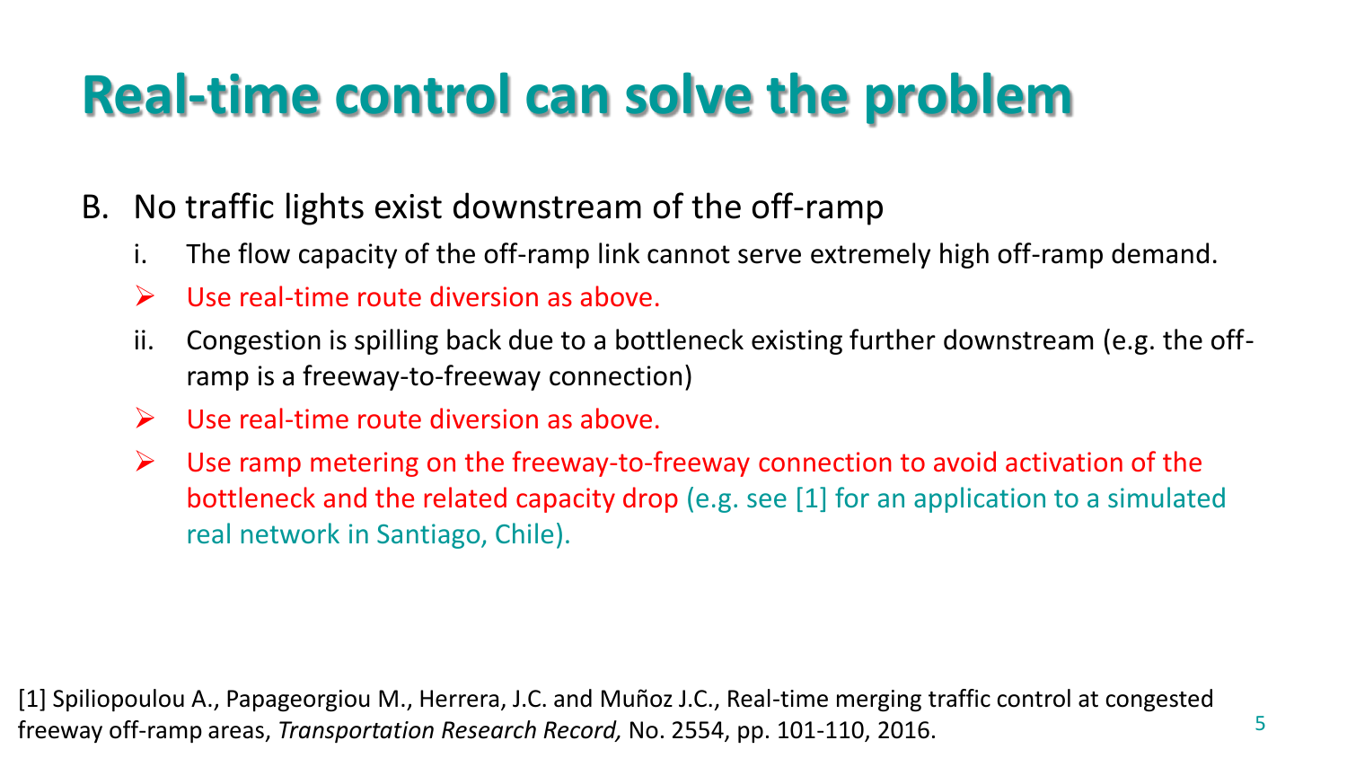# Real-time control can solve the problem

B. No traffic lights exist downstream of the off-ramp

   i. The flow capacity of the off-ramp link cannot serve extremely high off-ramp demand.

   - Use real-time route diversion as above.

   ii. Congestion is spilling back due to a bottleneck existing further downstream (e.g. the off-ramp is a freeway-to-freeway connection)

   - Use real-time route diversion as above.
   - Use ramp metering on the freeway-to-freeway connection to avoid activation of the bottleneck and the related capacity drop (e.g. see [1] for an application to a simulated real network in Santiago, Chile).

[1] Spiliopoulou A., Papageorgiou M., Herrera, J.C. and Muñoz J.C., Real-time merging traffic control at congested freeway off-ramp areas, *Transportation Research Record,* No. 2554, pp. 101-110, 2016.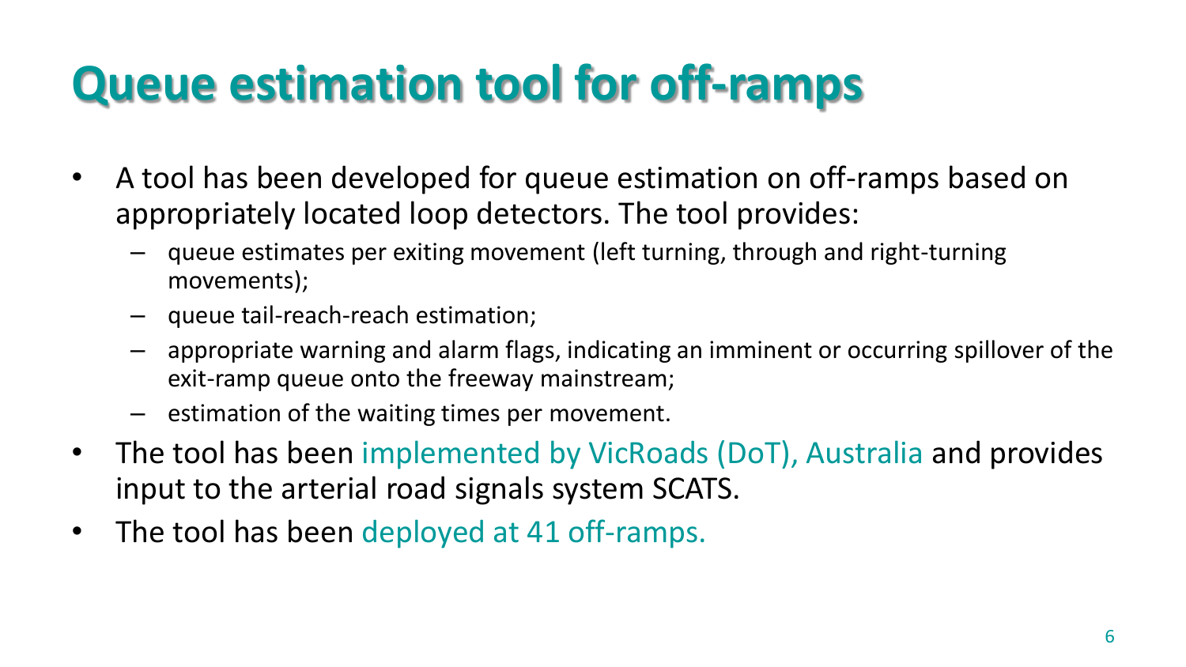# Queue estimation tool for off-ramps

- A tool has been developed for queue estimation on off-ramps based on appropriately located loop detectors. The tool provides:
  - queue estimates per exiting movement (left turning, through and right-turning movements);
  - queue tail-reach-reach estimation;
  - appropriate warning and alarm flags, indicating an imminent or occurring spillover of the exit-ramp queue onto the freeway mainstream;
  - estimation of the waiting times per movement.
- The tool has been implemented by VicRoads (DoT), Australia and provides input to the arterial road signals system SCATS.
- The tool has been deployed at 41 off-ramps.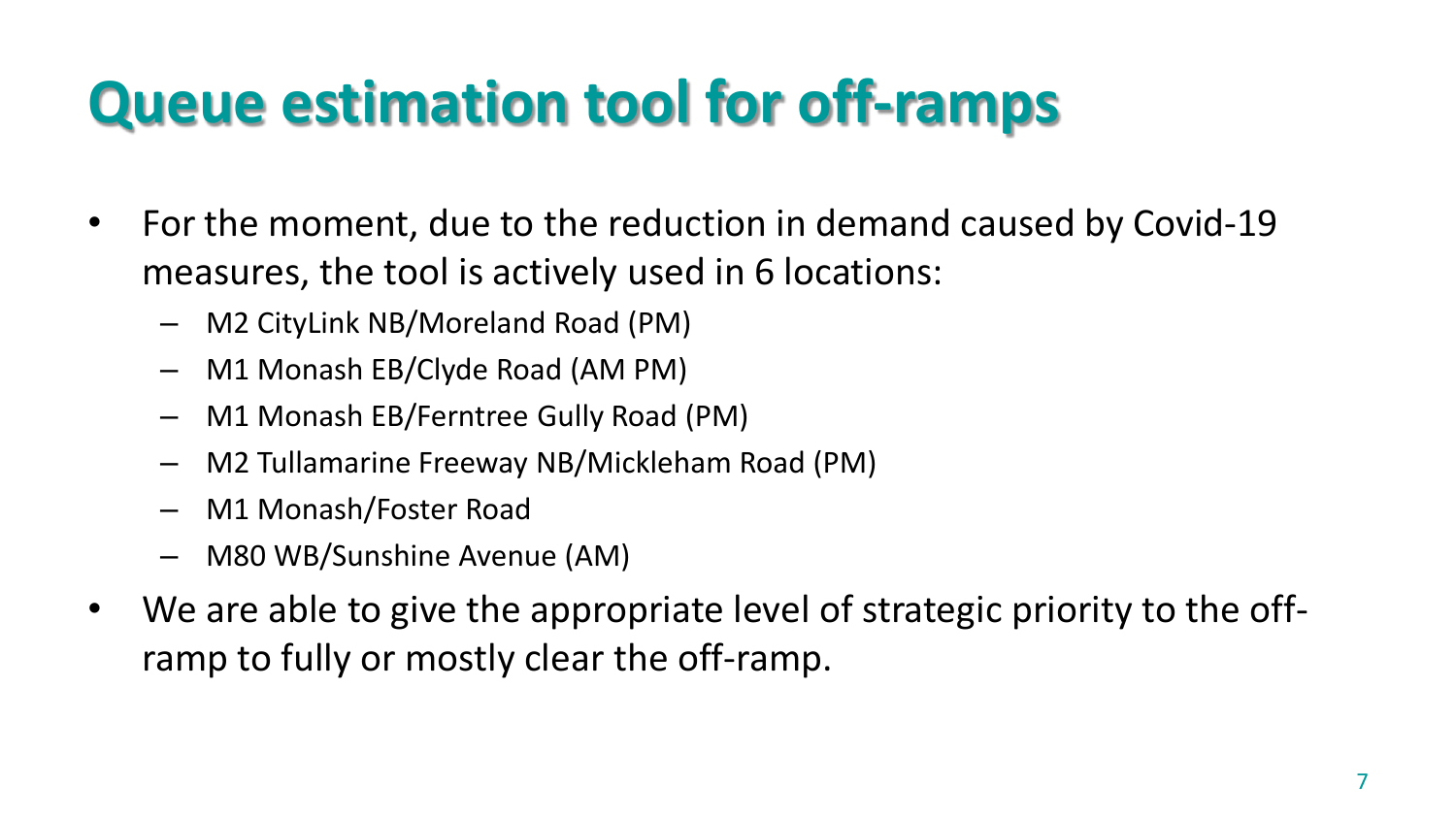# Queue estimation tool for off-ramps

- For the moment, due to the reduction in demand caused by Covid-19 measures, the tool is actively used in 6 locations:
  - M2 CityLink NB/Moreland Road (PM)
  - M1 Monash EB/Clyde Road (AM PM)
  - M1 Monash EB/Ferntree Gully Road (PM)
  - M2 Tullamarine Freeway NB/Mickleham Road (PM)
  - M1 Monash/Foster Road
  - M80 WB/Sunshine Avenue (AM)
- We are able to give the appropriate level of strategic priority to the off-ramp to fully or mostly clear the off-ramp.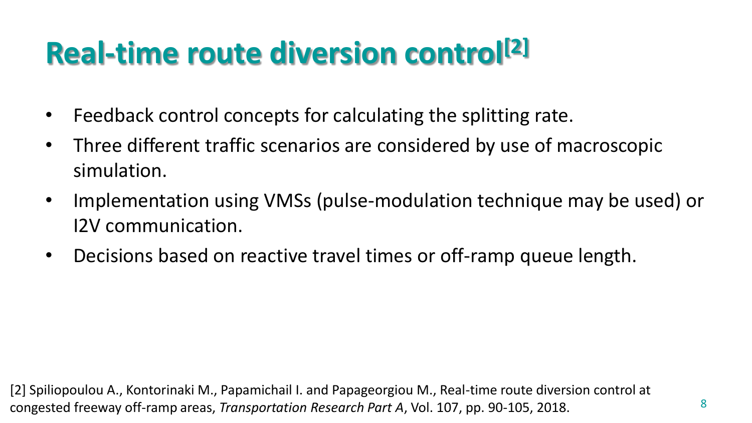# Real-time route diversion control[2]

- Feedback control concepts for calculating the splitting rate.
- Three different traffic scenarios are considered by use of macroscopic simulation.
- Implementation using VMSs (pulse-modulation technique may be used) or I2V communication.
- Decisions based on reactive travel times or off-ramp queue length.

[2] Spiliopoulou A., Kontorinaki M., Papamichail I. and Papageorgiou M., Real-time route diversion control at congested freeway off-ramp areas, *Transportation Research Part A*, Vol. 107, pp. 90-105, 2018.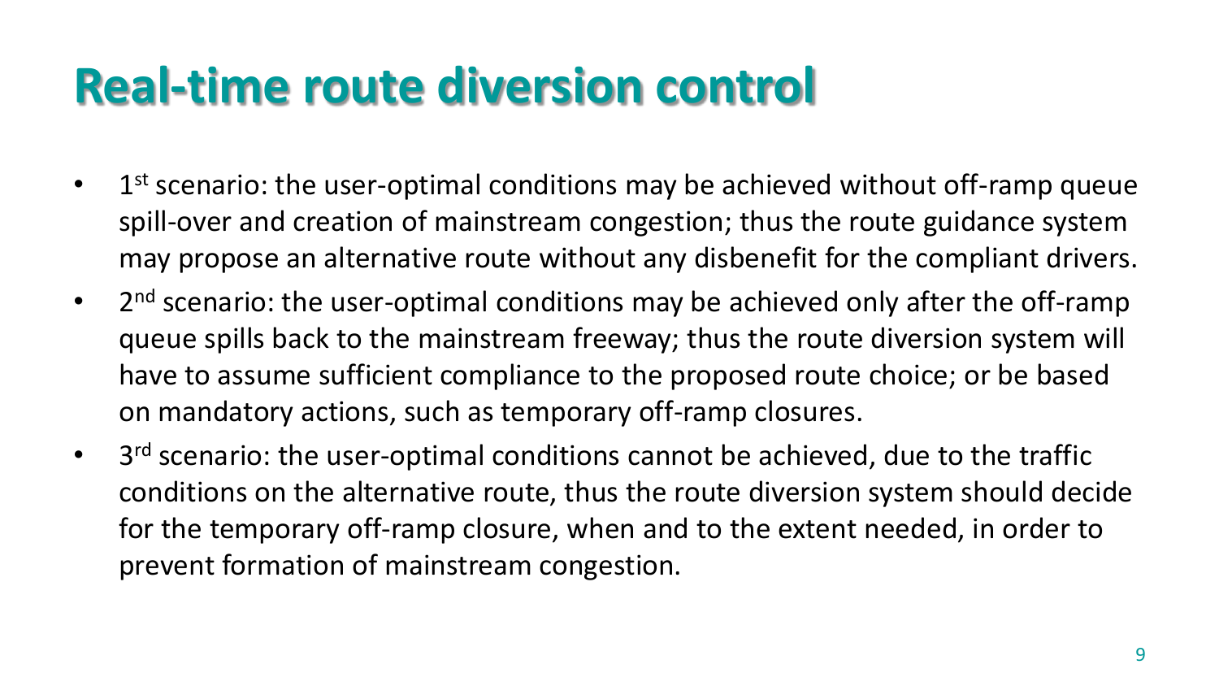# Real-time route diversion control

- 1st scenario: the user-optimal conditions may be achieved without off-ramp queue spill-over and creation of mainstream congestion; thus the route guidance system may propose an alternative route without any disbenefit for the compliant drivers.
- 2nd scenario: the user-optimal conditions may be achieved only after the off-ramp queue spills back to the mainstream freeway; thus the route diversion system will have to assume sufficient compliance to the proposed route choice; or be based on mandatory actions, such as temporary off-ramp closures.
- 3rd scenario: the user-optimal conditions cannot be achieved, due to the traffic conditions on the alternative route, thus the route diversion system should decide for the temporary off-ramp closure, when and to the extent needed, in order to prevent formation of mainstream congestion.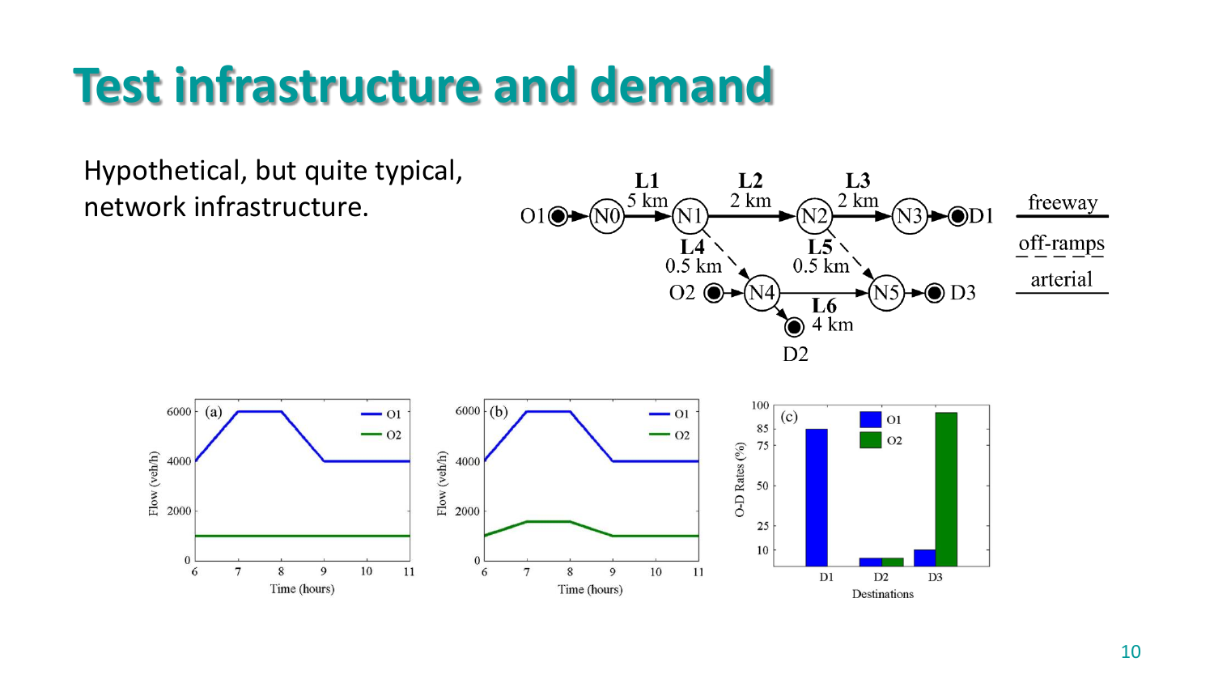# Test infrastructure and demand

Hypothetical, but quite typical, network infrastructure.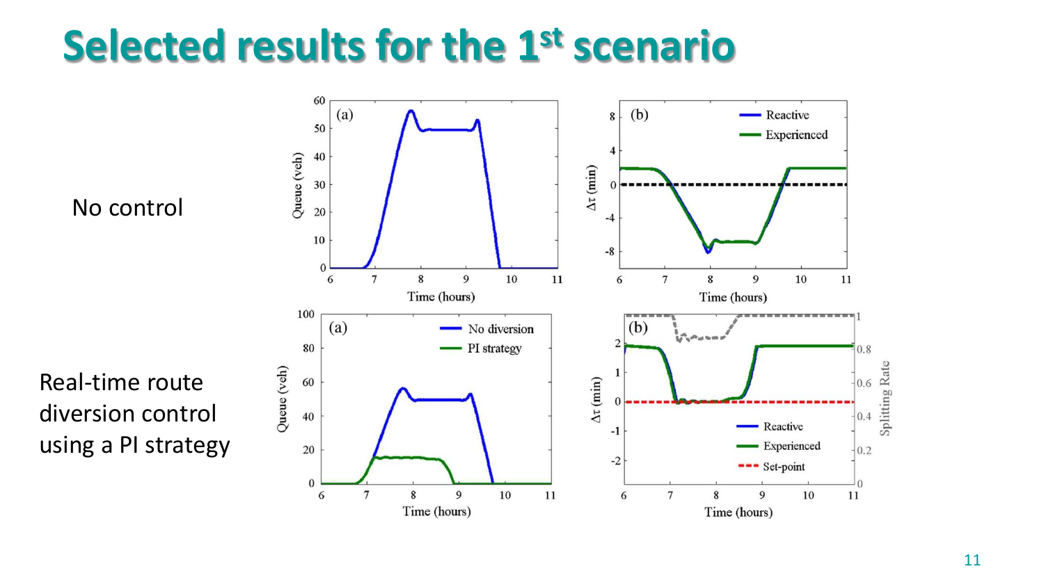# Selected results for the 1st scenario

No control

Real-time route diversion control using a PI strategy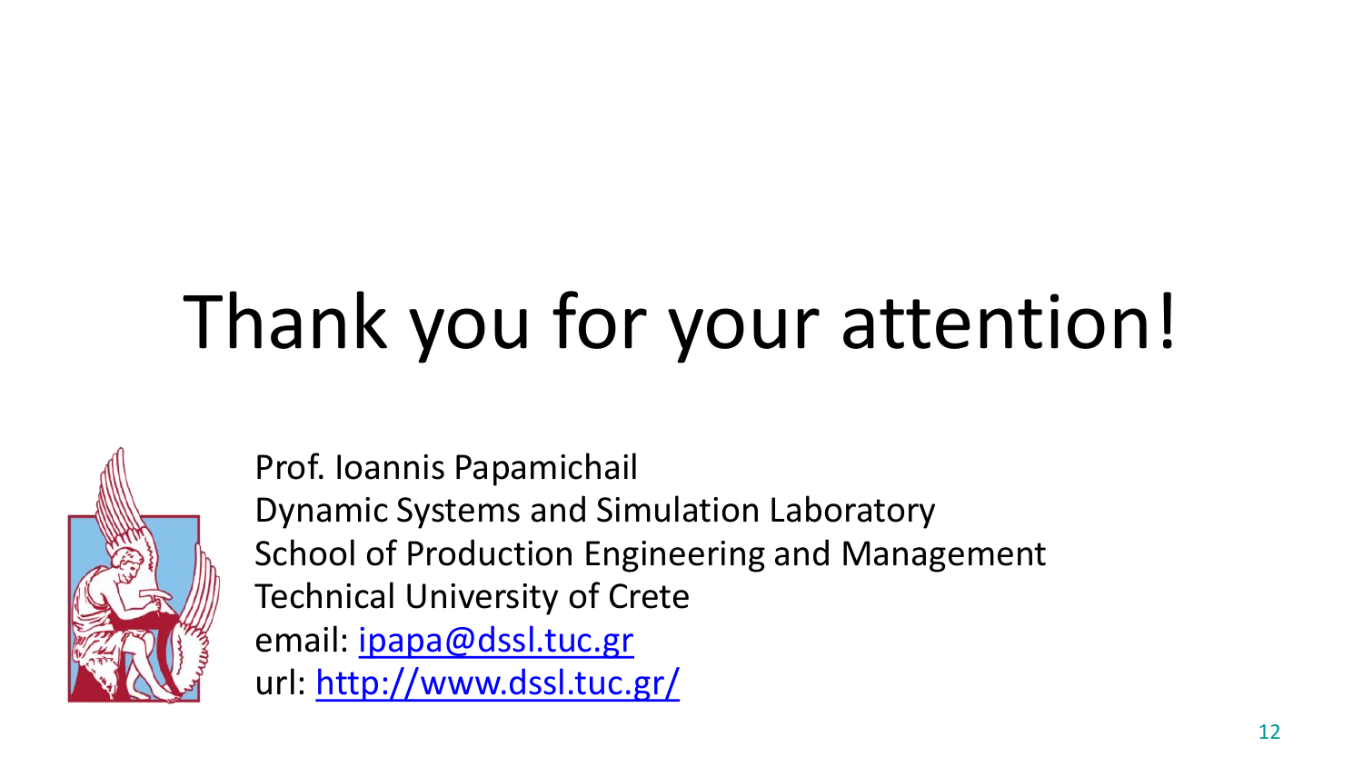# Thank you for your attention!

Prof. Ioannis Papamichail
Dynamic Systems and Simulation Laboratory
School of Production Engineering and Management
Technical University of Crete
email: ipapa@dssl.tuc.gr
url: http://www.dssl.tuc.gr/